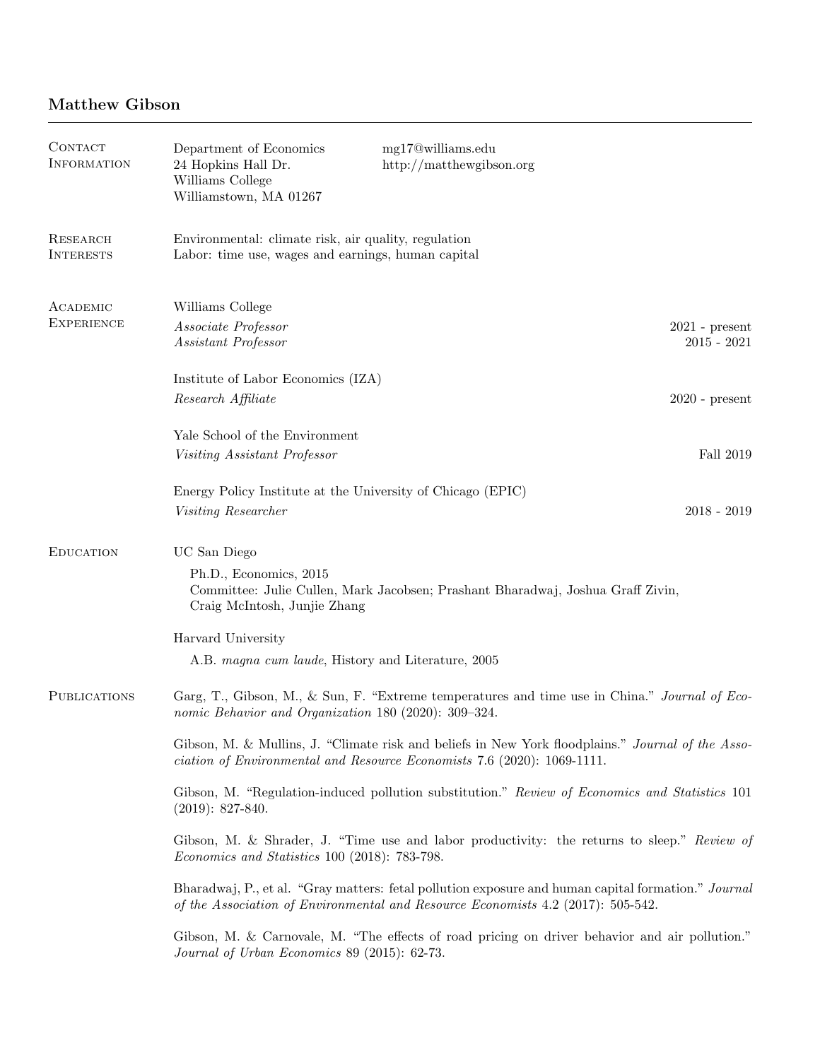# Matthew Gibson

## Contact Information

Department of Economics
24 Hopkins Hall Dr.
Williams College
Williamstown, MA 01267

mg17@williams.edu
http://matthewgibson.org

## Research Interests

Environmental: climate risk, air quality, regulation
Labor: time use, wages and earnings, human capital

## Academic Experience

Williams College
*Associate Professor* 2021 - present
*Assistant Professor* 2015 - 2021

Institute of Labor Economics (IZA)
*Research Affiliate* 2020 - present

Yale School of the Environment
*Visiting Assistant Professor* Fall 2019

Energy Policy Institute at the University of Chicago (EPIC)
*Visiting Researcher* 2018 - 2019

## Education

UC San Diego

Ph.D., Economics, 2015
Committee: Julie Cullen, Mark Jacobsen; Prashant Bharadwaj, Joshua Graff Zivin, Craig McIntosh, Junjie Zhang

Harvard University

A.B. *magna cum laude*, History and Literature, 2005

## Publications

Garg, T., Gibson, M., & Sun, F. "Extreme temperatures and time use in China." *Journal of Economic Behavior and Organization* 180 (2020): 309–324.

Gibson, M. & Mullins, J. "Climate risk and beliefs in New York floodplains." *Journal of the Association of Environmental and Resource Economists* 7.6 (2020): 1069-1111.

Gibson, M. "Regulation-induced pollution substitution." *Review of Economics and Statistics* 101 (2019): 827-840.

Gibson, M. & Shrader, J. "Time use and labor productivity: the returns to sleep." *Review of Economics and Statistics* 100 (2018): 783-798.

Bharadwaj, P., et al. "Gray matters: fetal pollution exposure and human capital formation." *Journal of the Association of Environmental and Resource Economists* 4.2 (2017): 505-542.

Gibson, M. & Carnovale, M. "The effects of road pricing on driver behavior and air pollution." *Journal of Urban Economics* 89 (2015): 62-73.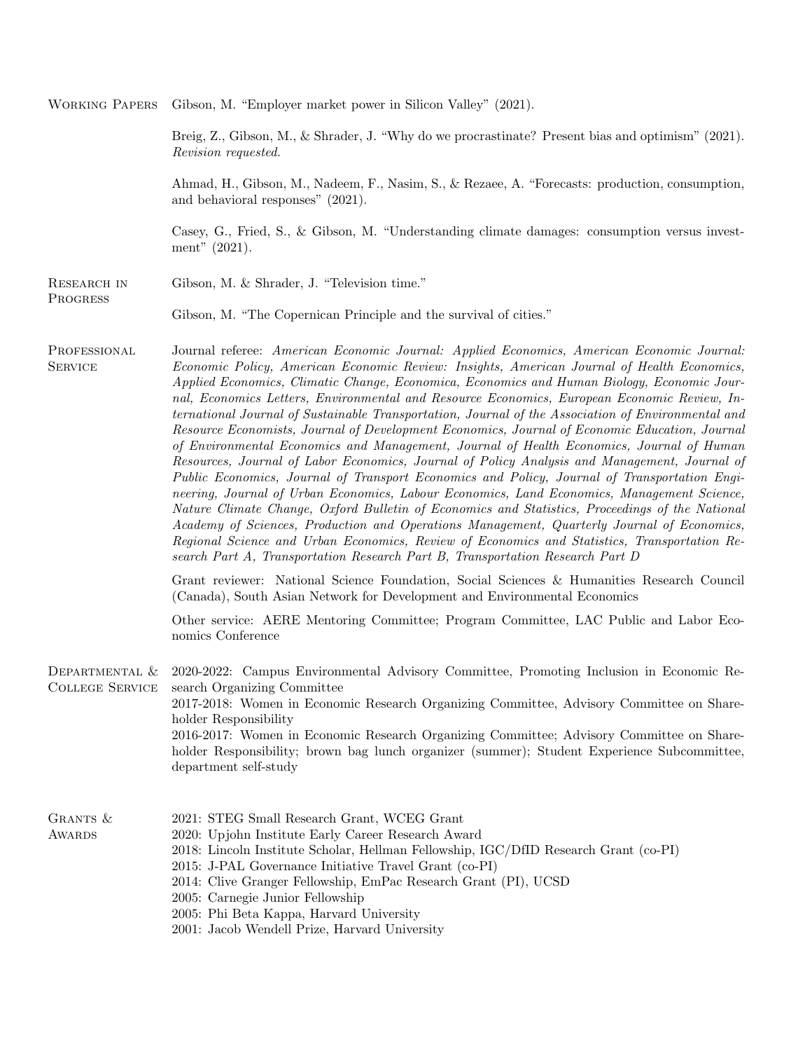## Working Papers

Gibson, M. "Employer market power in Silicon Valley" (2021).

Breig, Z., Gibson, M., & Shrader, J. "Why do we procrastinate? Present bias and optimism" (2021). *Revision requested.*

Ahmad, H., Gibson, M., Nadeem, F., Nasim, S., & Rezaee, A. "Forecasts: production, consumption, and behavioral responses" (2021).

Casey, G., Fried, S., & Gibson, M. "Understanding climate damages: consumption versus investment" (2021).

## Research in Progress

Gibson, M. & Shrader, J. "Television time."

Gibson, M. "The Copernican Principle and the survival of cities."

## Professional Service

Journal referee: *American Economic Journal: Applied Economics, American Economic Journal: Economic Policy, American Economic Review: Insights, American Journal of Health Economics, Applied Economics, Climatic Change, Economica, Economics and Human Biology, Economic Journal, Economics Letters, Environmental and Resource Economics, European Economic Review, International Journal of Sustainable Transportation, Journal of the Association of Environmental and Resource Economists, Journal of Development Economics, Journal of Economic Education, Journal of Environmental Economics and Management, Journal of Health Economics, Journal of Human Resources, Journal of Labor Economics, Journal of Policy Analysis and Management, Journal of Public Economics, Journal of Transport Economics and Policy, Journal of Transportation Engineering, Journal of Urban Economics, Labour Economics, Land Economics, Management Science, Nature Climate Change, Oxford Bulletin of Economics and Statistics, Proceedings of the National Academy of Sciences, Production and Operations Management, Quarterly Journal of Economics, Regional Science and Urban Economics, Review of Economics and Statistics, Transportation Research Part A, Transportation Research Part B, Transportation Research Part D*

Grant reviewer: National Science Foundation, Social Sciences & Humanities Research Council (Canada), South Asian Network for Development and Environmental Economics

Other service: AERE Mentoring Committee; Program Committee, LAC Public and Labor Economics Conference

## Departmental & College Service

2020-2022: Campus Environmental Advisory Committee, Promoting Inclusion in Economic Research Organizing Committee
2017-2018: Women in Economic Research Organizing Committee, Advisory Committee on Shareholder Responsibility
2016-2017: Women in Economic Research Organizing Committee; Advisory Committee on Shareholder Responsibility; brown bag lunch organizer (summer); Student Experience Subcommittee, department self-study

## Grants & Awards

2021: STEG Small Research Grant, WCEG Grant
2020: Upjohn Institute Early Career Research Award
2018: Lincoln Institute Scholar, Hellman Fellowship, IGC/DfID Research Grant (co-PI)
2015: J-PAL Governance Initiative Travel Grant (co-PI)
2014: Clive Granger Fellowship, EmPac Research Grant (PI), UCSD
2005: Carnegie Junior Fellowship
2005: Phi Beta Kappa, Harvard University
2001: Jacob Wendell Prize, Harvard University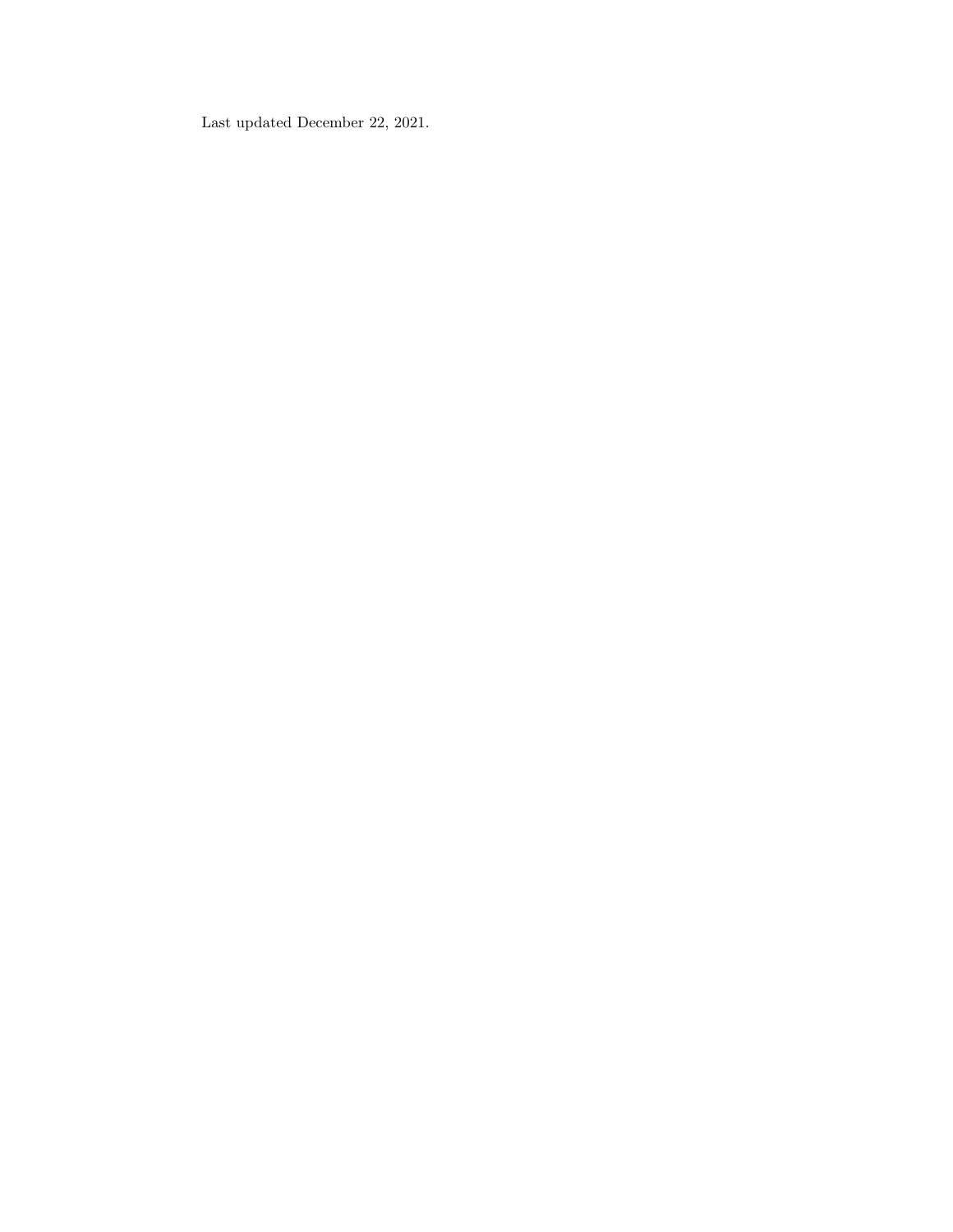Last updated December 22, 2021.